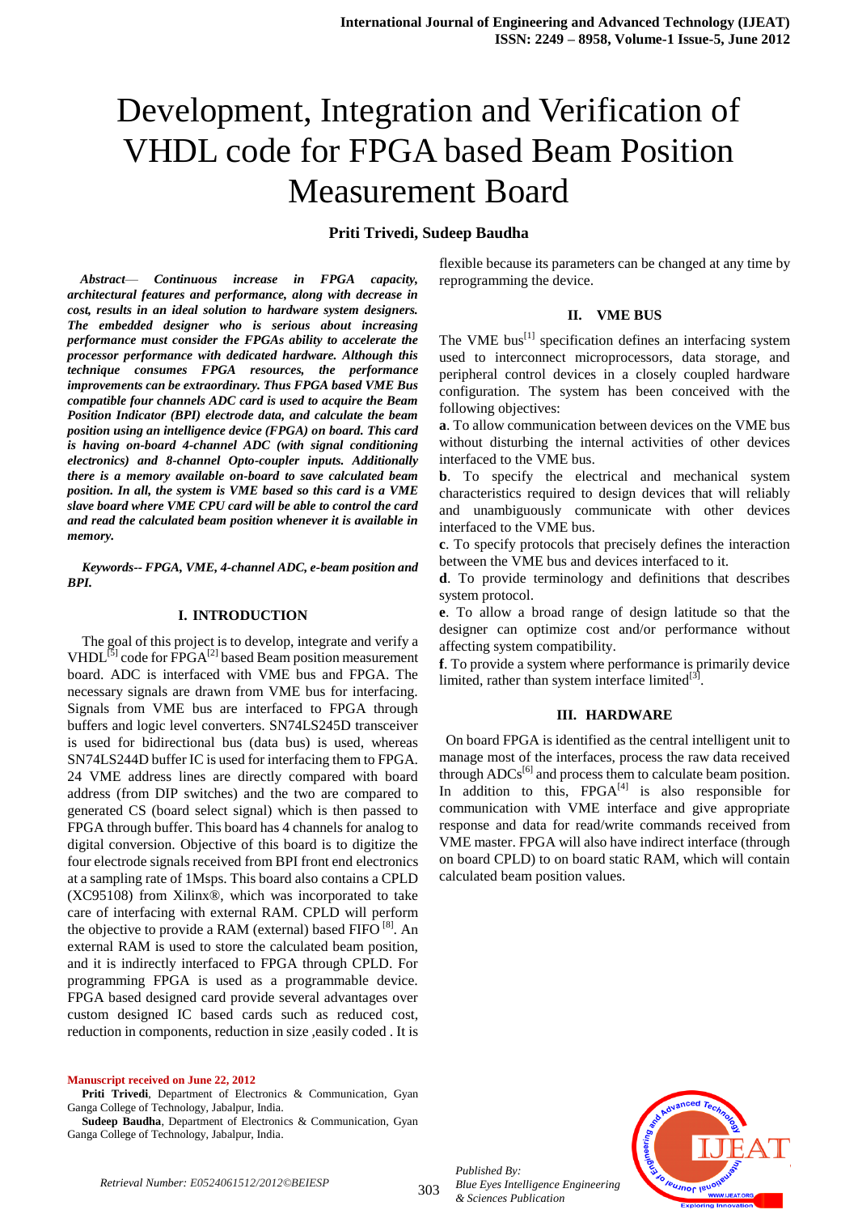# Development, Integration and Verification of VHDL code for FPGA based Beam Position Measurement Board

**Priti Trivedi, Sudeep Baudha**

***Abstract*— *Continuous increase in FPGA capacity, architectural features and performance, along with decrease in cost, results in an ideal solution to hardware system designers. The embedded designer who is serious about increasing performance must consider the FPGAs ability to accelerate the processor performance with dedicated hardware. Although this technique consumes FPGA resources, the performance improvements can be extraordinary. Thus FPGA based VME Bus compatible four channels ADC card is used to acquire the Beam Position Indicator (BPI) electrode data, and calculate the beam position using an intelligence device (FPGA) on board. This card is having on-board 4-channel ADC (with signal conditioning electronics) and 8-channel Opto-coupler inputs. Additionally there is a memory available on-board to save calculated beam position. In all, the system is VME based so this card is a VME slave board where VME CPU card will be able to control the card and read the calculated beam position whenever it is available in memory.***

***Keywords-- FPGA, VME, 4-channel ADC, e-beam position and BPI.***

## I. INTRODUCTION

The goal of this project is to develop, integrate and verify a VHDL[5] code for FPGA[2] based Beam position measurement board. ADC is interfaced with VME bus and FPGA. The necessary signals are drawn from VME bus for interfacing. Signals from VME bus are interfaced to FPGA through buffers and logic level converters. SN74LS245D transceiver is used for bidirectional bus (data bus) is used, whereas SN74LS244D buffer IC is used for interfacing them to FPGA. 24 VME address lines are directly compared with board address (from DIP switches) and the two are compared to generated CS (board select signal) which is then passed to FPGA through buffer. This board has 4 channels for analog to digital conversion. Objective of this board is to digitize the four electrode signals received from BPI front end electronics at a sampling rate of 1Msps. This board also contains a CPLD (XC95108) from Xilinx®, which was incorporated to take care of interfacing with external RAM. CPLD will perform the objective to provide a RAM (external) based FIFO [8]. An external RAM is used to store the calculated beam position, and it is indirectly interfaced to FPGA through CPLD. For programming FPGA is used as a programmable device. FPGA based designed card provide several advantages over custom designed IC based cards such as reduced cost, reduction in components, reduction in size ,easily coded . It is flexible because its parameters can be changed at any time by reprogramming the device.

## II. VME BUS

The VME bus[1] specification defines an interfacing system used to interconnect microprocessors, data storage, and peripheral control devices in a closely coupled hardware configuration. The system has been conceived with the following objectives:

**a**. To allow communication between devices on the VME bus without disturbing the internal activities of other devices interfaced to the VME bus.

**b**. To specify the electrical and mechanical system characteristics required to design devices that will reliably and unambiguously communicate with other devices interfaced to the VME bus.

**c**. To specify protocols that precisely defines the interaction between the VME bus and devices interfaced to it.

**d**. To provide terminology and definitions that describes system protocol.

**e**. To allow a broad range of design latitude so that the designer can optimize cost and/or performance without affecting system compatibility.

**f**. To provide a system where performance is primarily device limited, rather than system interface limited[3].

## III. HARDWARE

On board FPGA is identified as the central intelligent unit to manage most of the interfaces, process the raw data received through ADCs[6] and process them to calculate beam position. In addition to this, FPGA[4] is also responsible for communication with VME interface and give appropriate response and data for read/write commands received from VME master. FPGA will also have indirect interface (through on board CPLD) to on board static RAM, which will contain calculated beam position values.

**Manuscript received on June 22, 2012**

**Priti Trivedi**, Department of Electronics & Communication, Gyan Ganga College of Technology, Jabalpur, India.

**Sudeep Baudha**, Department of Electronics & Communication, Gyan Ganga College of Technology, Jabalpur, India.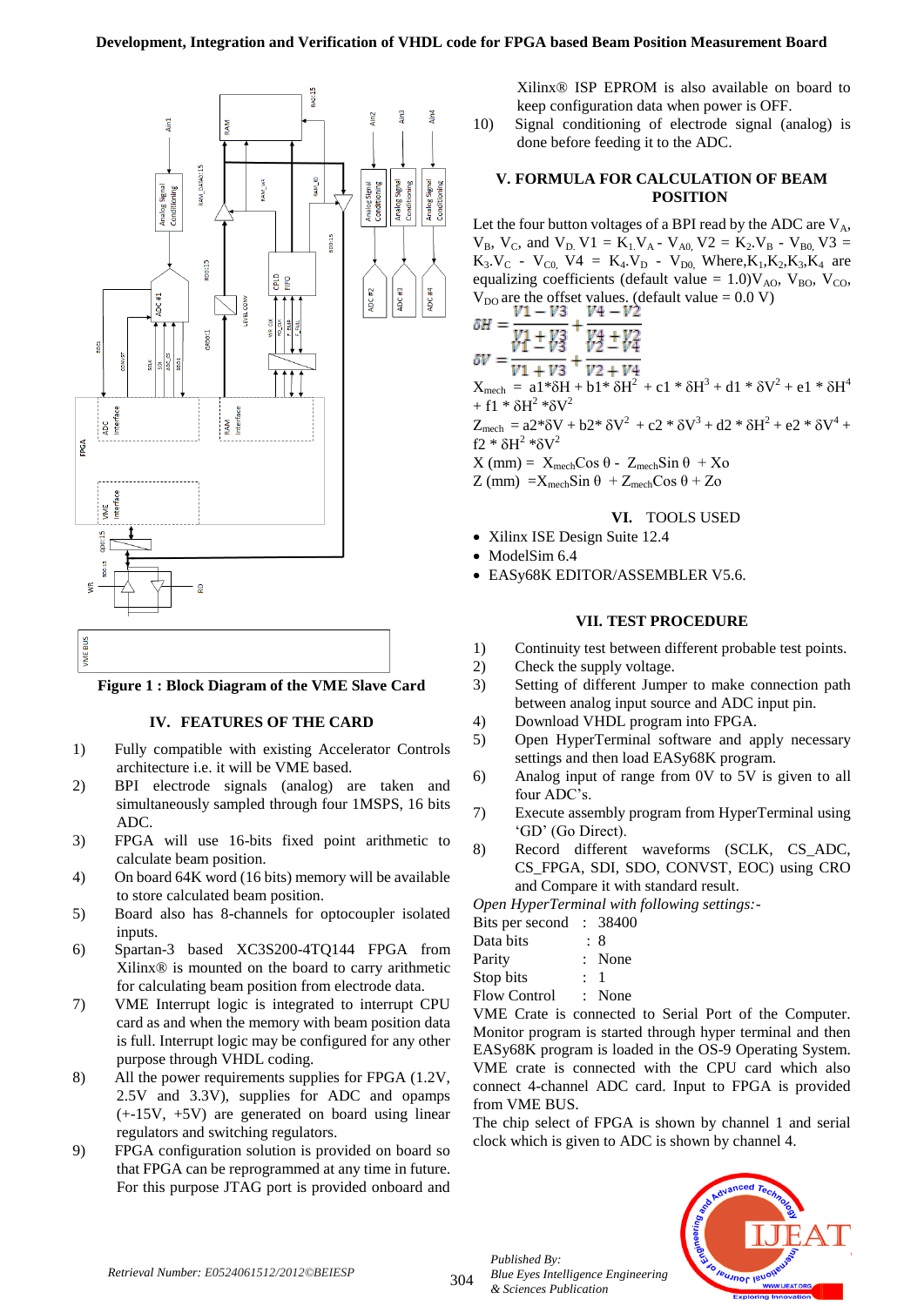Figure 1 : Block Diagram of the VME Slave Card

## IV. FEATURES OF THE CARD

1) Fully compatible with existing Accelerator Controls architecture i.e. it will be VME based.
2) BPI electrode signals (analog) are taken and simultaneously sampled through four 1MSPS, 16 bits ADC.
3) FPGA will use 16-bits fixed point arithmetic to calculate beam position.
4) On board 64K word (16 bits) memory will be available to store calculated beam position.
5) Board also has 8-channels for optocoupler isolated inputs.
6) Spartan-3 based XC3S200-4TQ144 FPGA from Xilinx® is mounted on the board to carry arithmetic for calculating beam position from electrode data.
7) VME Interrupt logic is integrated to interrupt CPU card as and when the memory with beam position data is full. Interrupt logic may be configured for any other purpose through VHDL coding.
8) All the power requirements supplies for FPGA (1.2V, 2.5V and 3.3V), supplies for ADC and opamps (+-15V, +5V) are generated on board using linear regulators and switching regulators.
9) FPGA configuration solution is provided on board so that FPGA can be reprogrammed at any time in future. For this purpose JTAG port is provided onboard and Xilinx® ISP EPROM is also available on board to keep configuration data when power is OFF.
10) Signal conditioning of electrode signal (analog) is done before feeding it to the ADC.

## V. FORMULA FOR CALCULATION OF BEAM POSITION

Let the four button voltages of a BPI read by the ADC are $V_A$, $V_B$, $V_C$, and $V_D$. $V1 = K_1.V_A - V_{A0}$, $V2 = K_2.V_B - V_{B0}$, $V3 = K_3.V_C - V_{C0}$, $V4 = K_4.V_D - V_{D0}$, Where,$K_1$,$K_2$,$K_3$,$K_4$ are equalizing coefficients (default value = 1.0)$V_{AO}$, $V_{BO}$, $V_{CO}$, $V_{DO}$ are the offset values. (default value = 0.0 V)

$$\delta H = \frac{V1 - V3}{V1 + V3} + \frac{V4 - V2}{V4 + V2}$$

$$\delta V = \frac{V1 - V3}{V1 + V3} + \frac{V2 - V4}{V2 + V4}$$

$X_{mech} = a1*\delta H + b1*\delta H^2 + c1*\delta H^3 + d1*\delta V^2 + e1*\delta H^4 + f1*\delta H^2*\delta V^2$

$Z_{mech} = a2*\delta V + b2*\delta V^2 + c2*\delta V^3 + d2*\delta H^2 + e2*\delta V^4 + f2*\delta H^2*\delta V^2$

X (mm) = $X_{mech}\cos\theta - Z_{mech}\sin\theta + Xo$

Z (mm) = $X_{mech}\sin\theta + Z_{mech}\cos\theta + Zo$

## VI. TOOLS USED

- Xilinx ISE Design Suite 12.4
- ModelSim 6.4
- EASy68K EDITOR/ASSEMBLER V5.6.

## VII. TEST PROCEDURE

1) Continuity test between different probable test points.
2) Check the supply voltage.
3) Setting of different Jumper to make connection path between analog input source and ADC input pin.
4) Download VHDL program into FPGA.
5) Open HyperTerminal software and apply necessary settings and then load EASy68K program.
6) Analog input of range from 0V to 5V is given to all four ADC's.
7) Execute assembly program from HyperTerminal using 'GD' (Go Direct).
8) Record different waveforms (SCLK, CS_ADC, CS_FPGA, SDI, SDO, CONVST, EOC) using CRO and Compare it with standard result.

*Open HyperTerminal with following settings:-*

| | | |
|---|---|---|
| Bits per second | : | 38400 |
| Data bits | : | 8 |
| Parity | : | None |
| Stop bits | : | 1 |
| Flow Control | : | None |

VME Crate is connected to Serial Port of the Computer. Monitor program is started through hyper terminal and then EASy68K program is loaded in the OS-9 Operating System. VME crate is connected with the CPU card which also connect 4-channel ADC card. Input to FPGA is provided from VME BUS.

The chip select of FPGA is shown by channel 1 and serial clock which is given to ADC is shown by channel 4.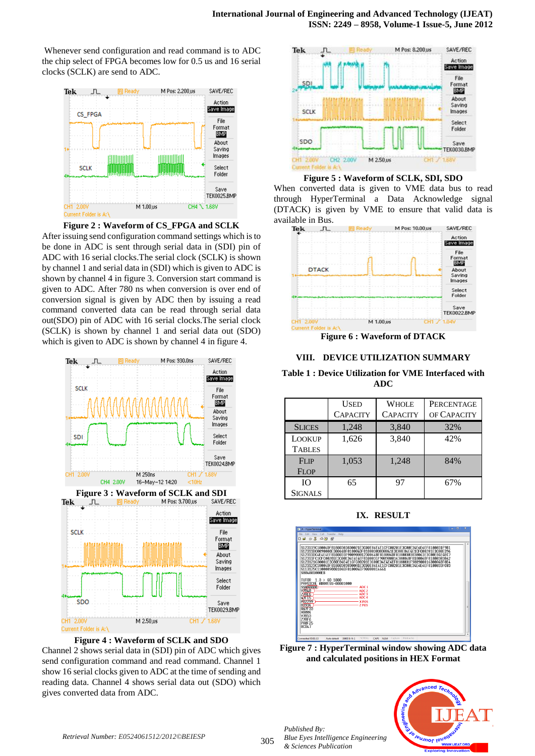Whenever send configuration and read command is to ADC the chip select of FPGA becomes low for 0.5 us and 16 serial clocks (SCLK) are send to ADC.

**Figure 2 : Waveform of CS_FPGA and SCLK**

After issuing send configuration command settings which is to be done in ADC is sent through serial data in (SDI) pin of ADC with 16 serial clocks.The serial clock (SCLK) is shown by channel 1 and serial data in (SDI) which is given to ADC is shown by channel 4 in figure 3. Conversion start command is given to ADC. After 780 ns when conversion is over end of conversion signal is given by ADC then by issuing a read command converted data can be read through serial data out(SDO) pin of ADC with 16 serial clocks.The serial clock (SCLK) is shown by channel 1 and serial data out (SDO) which is given to ADC is shown by channel 4 in figure 4.

**Figure 3 : Waveform of SCLK and SDI**

**Figure 4 : Waveform of SCLK and SDO**

Channel 2 shows serial data in (SDI) pin of ADC which gives send configuration command and read command. Channel 1 show 16 serial clocks given to ADC at the time of sending and reading data. Channel 4 shows serial data out (SDO) which gives converted data from ADC.

**Figure 5 : Waveform of SCLK, SDI, SDO**

When converted data is given to VME data bus to read through HyperTerminal a Data Acknowledge signal (DTACK) is given by VME to ensure that valid data is available in Bus.

**Figure 6 : Waveform of DTACK**

## VIII. DEVICE UTILIZATION SUMMARY

**Table 1 : Device Utilization for VME Interfaced with ADC**

| | Used Capacity | Whole Capacity | Percentage of Capacity |
|---|---|---|---|
| Slices | 1,248 | 3,840 | 32% |
| Lookup Tables | 1,626 | 3,840 | 42% |
| Flip Flop | 1,053 | 1,248 | 84% |
| IO Signals | 65 | 97 | 67% |

## IX. RESULT

**Figure 7 : HyperTerminal window showing ADC data and calculated positions in HEX Format**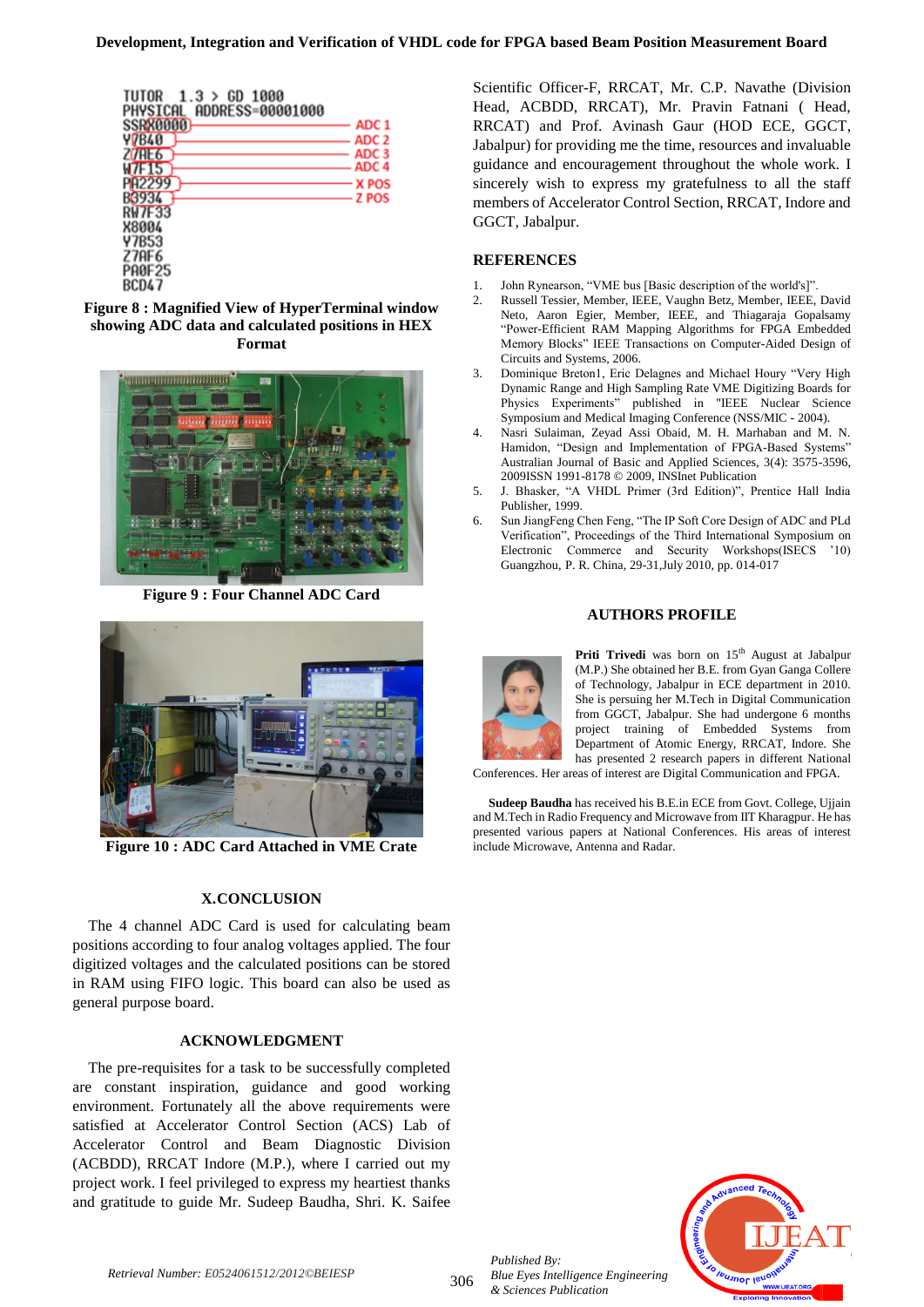TUTOR 1.3 > GD 1000
PHYSICAL ADDRESS=00001000
SSRX0000 — ADC 1
Y7B40 — ADC 2
Z7AE6 — ADC 3
W7F15 — ADC 4
PA2299 — X POS
B3934 — Z POS
RW7F33
X8004
Y7B53
Z7AF6
PA0F25
BCD47

**Figure 8 : Magnified View of HyperTerminal window showing ADC data and calculated positions in HEX Format**

**Figure 9 : Four Channel ADC Card**

**Figure 10 : ADC Card Attached in VME Crate**

## X.CONCLUSION

The 4 channel ADC Card is used for calculating beam positions according to four analog voltages applied. The four digitized voltages and the calculated positions can be stored in RAM using FIFO logic. This board can also be used as general purpose board.

## ACKNOWLEDGMENT

The pre-requisites for a task to be successfully completed are constant inspiration, guidance and good working environment. Fortunately all the above requirements were satisfied at Accelerator Control Section (ACS) Lab of Accelerator Control and Beam Diagnostic Division (ACBDD), RRCAT Indore (M.P.), where I carried out my project work. I feel privileged to express my heartiest thanks and gratitude to guide Mr. Sudeep Baudha, Shri. K. Saifee Scientific Officer-F, RRCAT, Mr. C.P. Navathe (Division Head, ACBDD, RRCAT), Mr. Pravin Fatnani ( Head, RRCAT) and Prof. Avinash Gaur (HOD ECE, GGCT, Jabalpur) for providing me the time, resources and invaluable guidance and encouragement throughout the whole work. I sincerely wish to express my gratefulness to all the staff members of Accelerator Control Section, RRCAT, Indore and GGCT, Jabalpur.

## REFERENCES

1. John Rynearson, "VME bus [Basic description of the world's]".
2. Russell Tessier, Member, IEEE, Vaughn Betz, Member, IEEE, David Neto, Aaron Egier, Member, IEEE, and Thiagaraja Gopalsamy "Power-Efficient RAM Mapping Algorithms for FPGA Embedded Memory Blocks" IEEE Transactions on Computer-Aided Design of Circuits and Systems, 2006.
3. Dominique Breton1, Eric Delagnes and Michael Houry "Very High Dynamic Range and High Sampling Rate VME Digitizing Boards for Physics Experiments" published in "IEEE Nuclear Science Symposium and Medical Imaging Conference (NSS/MIC - 2004).
4. Nasri Sulaiman, Zeyad Assi Obaid, M. H. Marhaban and M. N. Hamidon, "Design and Implementation of FPGA-Based Systems" Australian Journal of Basic and Applied Sciences, 3(4): 3575-3596, 2009ISSN 1991-8178 © 2009, INSInet Publication
5. J. Bhasker, "A VHDL Primer (3rd Edition)", Prentice Hall India Publisher, 1999.
6. Sun JiangFeng Chen Feng, "The IP Soft Core Design of ADC and PLd Verification", Proceedings of the Third International Symposium on Electronic Commerce and Security Workshops(ISECS '10) Guangzhou, P. R. China, 29-31,July 2010, pp. 014-017

## AUTHORS PROFILE

**Priti Trivedi** was born on 15th August at Jabalpur (M.P.) She obtained her B.E. from Gyan Ganga Collere of Technology, Jabalpur in ECE department in 2010. She is persuing her M.Tech in Digital Communication from GGCT, Jabalpur. She had undergone 6 months project training of Embedded Systems from Department of Atomic Energy, RRCAT, Indore. She has presented 2 research papers in different National Conferences. Her areas of interest are Digital Communication and FPGA.

**Sudeep Baudha** has received his B.E.in ECE from Govt. College, Ujjain and M.Tech in Radio Frequency and Microwave from IIT Kharagpur. He has presented various papers at National Conferences. His areas of interest include Microwave, Antenna and Radar.